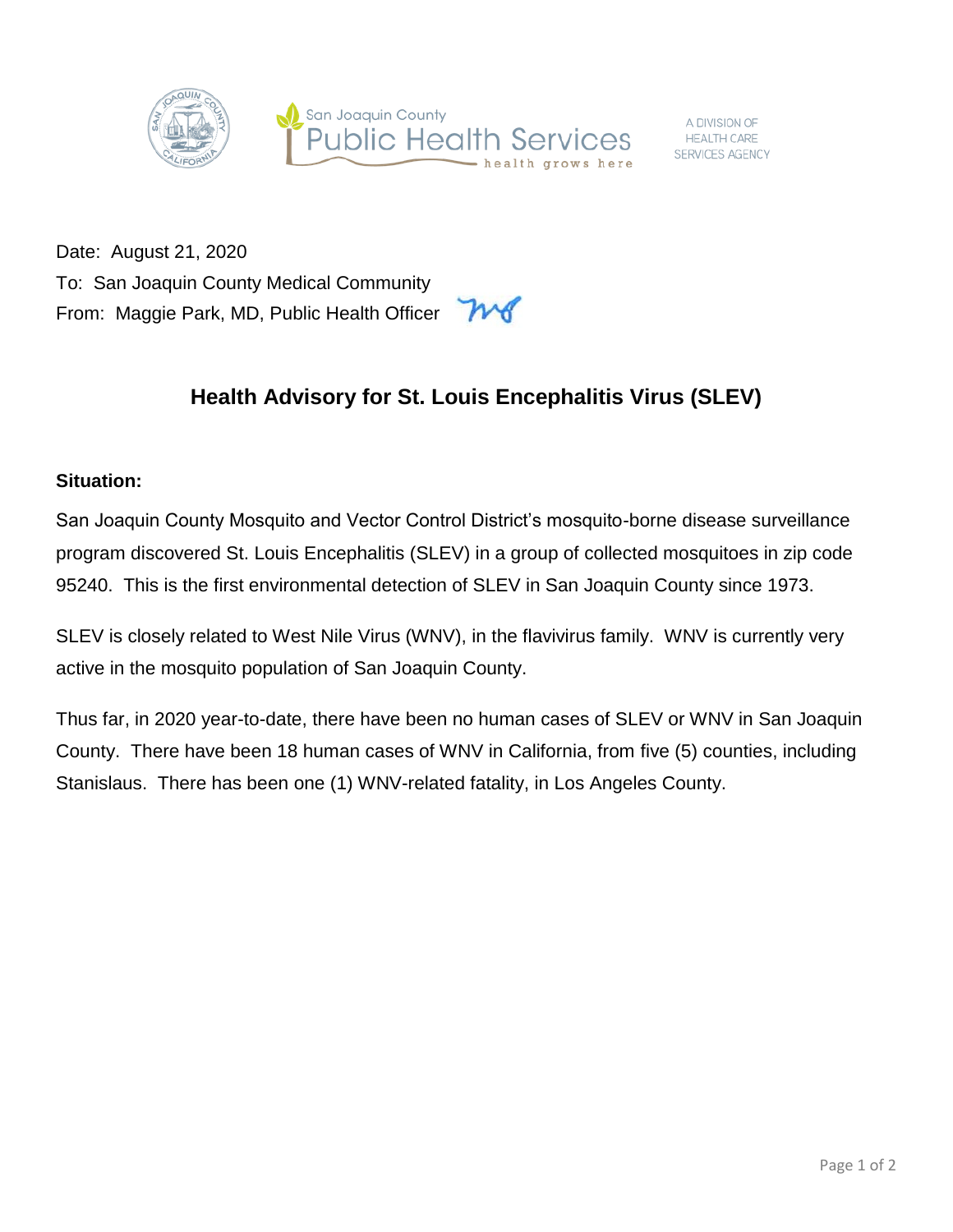San Joaquin County Public Health Services — health grows here

A DIVISION OF HEALTH CARE SERVICES AGENCY

Date: August 21, 2020
To: San Joaquin County Medical Community
From: Maggie Park, MD, Public Health Officer

# Health Advisory for St. Louis Encephalitis Virus (SLEV)

**Situation:**

San Joaquin County Mosquito and Vector Control District's mosquito-borne disease surveillance program discovered St. Louis Encephalitis (SLEV) in a group of collected mosquitoes in zip code 95240. This is the first environmental detection of SLEV in San Joaquin County since 1973.

SLEV is closely related to West Nile Virus (WNV), in the flavivirus family. WNV is currently very active in the mosquito population of San Joaquin County.

Thus far, in 2020 year-to-date, there have been no human cases of SLEV or WNV in San Joaquin County. There have been 18 human cases of WNV in California, from five (5) counties, including Stanislaus. There has been one (1) WNV-related fatality, in Los Angeles County.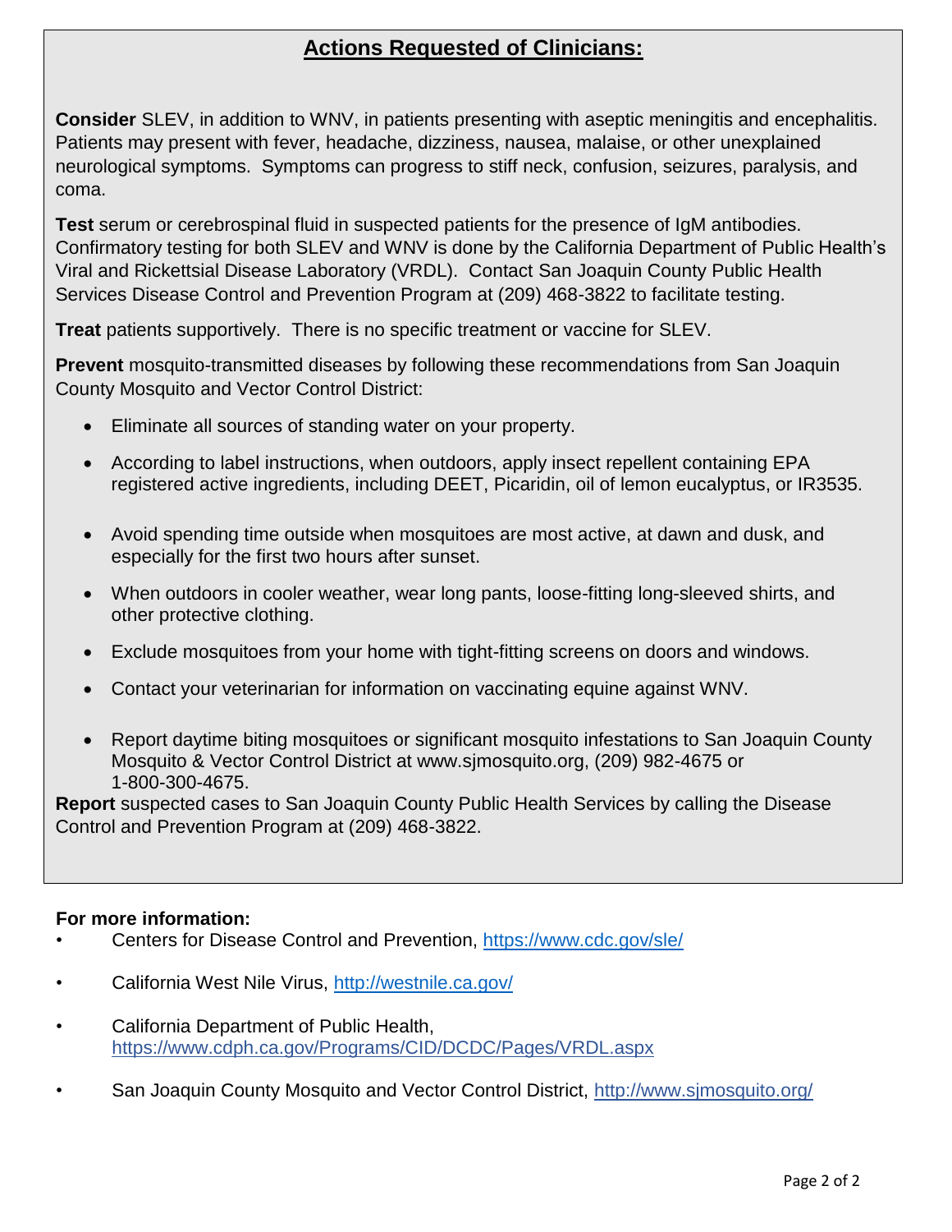## Actions Requested of Clinicians:

**Consider** SLEV, in addition to WNV, in patients presenting with aseptic meningitis and encephalitis. Patients may present with fever, headache, dizziness, nausea, malaise, or other unexplained neurological symptoms. Symptoms can progress to stiff neck, confusion, seizures, paralysis, and coma.

**Test** serum or cerebrospinal fluid in suspected patients for the presence of IgM antibodies. Confirmatory testing for both SLEV and WNV is done by the California Department of Public Health's Viral and Rickettsial Disease Laboratory (VRDL). Contact San Joaquin County Public Health Services Disease Control and Prevention Program at (209) 468-3822 to facilitate testing.

**Treat** patients supportively. There is no specific treatment or vaccine for SLEV.

**Prevent** mosquito-transmitted diseases by following these recommendations from San Joaquin County Mosquito and Vector Control District:

- Eliminate all sources of standing water on your property.
- According to label instructions, when outdoors, apply insect repellent containing EPA registered active ingredients, including DEET, Picaridin, oil of lemon eucalyptus, or IR3535.
- Avoid spending time outside when mosquitoes are most active, at dawn and dusk, and especially for the first two hours after sunset.
- When outdoors in cooler weather, wear long pants, loose-fitting long-sleeved shirts, and other protective clothing.
- Exclude mosquitoes from your home with tight-fitting screens on doors and windows.
- Contact your veterinarian for information on vaccinating equine against WNV.
- Report daytime biting mosquitoes or significant mosquito infestations to San Joaquin County Mosquito & Vector Control District at www.sjmosquito.org, (209) 982-4675 or 1-800-300-4675.

**Report** suspected cases to San Joaquin County Public Health Services by calling the Disease Control and Prevention Program at (209) 468-3822.

**For more information:**

- Centers for Disease Control and Prevention, https://www.cdc.gov/sle/
- California West Nile Virus, http://westnile.ca.gov/
- California Department of Public Health, https://www.cdph.ca.gov/Programs/CID/DCDC/Pages/VRDL.aspx
- San Joaquin County Mosquito and Vector Control District, http://www.sjmosquito.org/